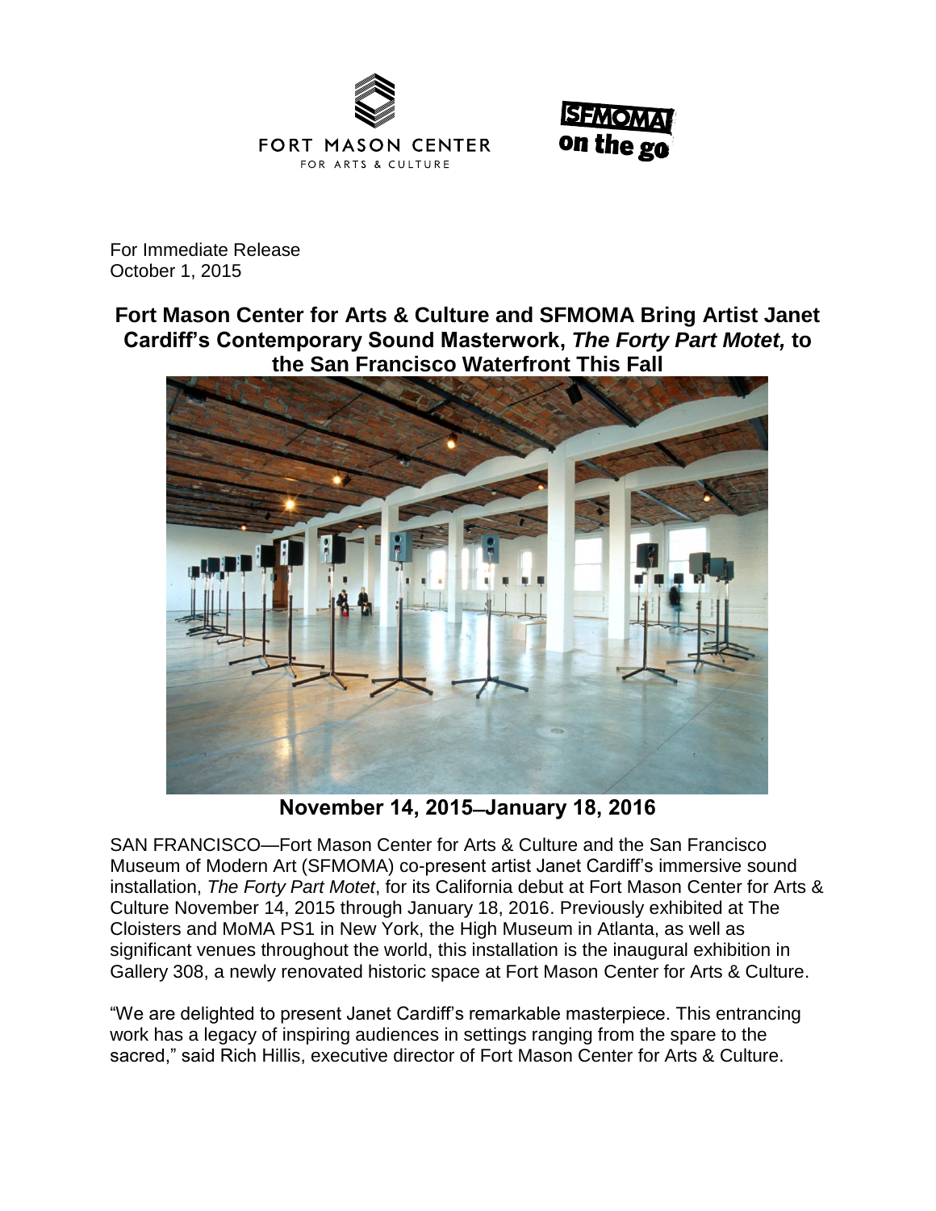FORT MASON CENTER
FOR ARTS & CULTURE

SFMOMA on the go

For Immediate Release
October 1, 2015

# Fort Mason Center for Arts & Culture and SFMOMA Bring Artist Janet Cardiff's Contemporary Sound Masterwork, *The Forty Part Motet,* to the San Francisco Waterfront This Fall

**November 14, 2015–January 18, 2016**

SAN FRANCISCO—Fort Mason Center for Arts & Culture and the San Francisco Museum of Modern Art (SFMOMA) co-present artist Janet Cardiff's immersive sound installation, *The Forty Part Motet*, for its California debut at Fort Mason Center for Arts & Culture November 14, 2015 through January 18, 2016. Previously exhibited at The Cloisters and MoMA PS1 in New York, the High Museum in Atlanta, as well as significant venues throughout the world, this installation is the inaugural exhibition in Gallery 308, a newly renovated historic space at Fort Mason Center for Arts & Culture.

"We are delighted to present Janet Cardiff's remarkable masterpiece. This entrancing work has a legacy of inspiring audiences in settings ranging from the spare to the sacred," said Rich Hillis, executive director of Fort Mason Center for Arts & Culture.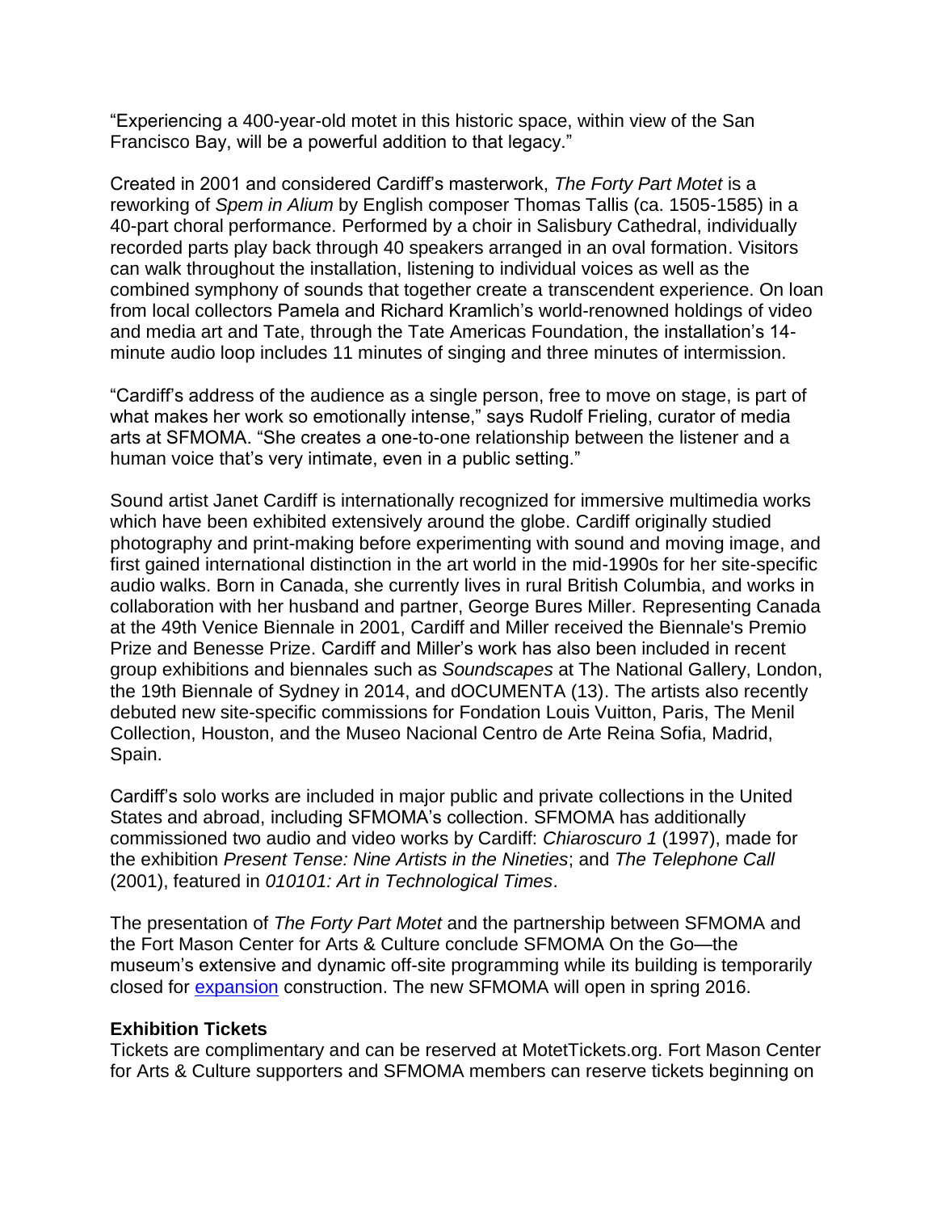"Experiencing a 400-year-old motet in this historic space, within view of the San Francisco Bay, will be a powerful addition to that legacy."

Created in 2001 and considered Cardiff's masterwork, *The Forty Part Motet* is a reworking of *Spem in Alium* by English composer Thomas Tallis (ca. 1505-1585) in a 40-part choral performance. Performed by a choir in Salisbury Cathedral, individually recorded parts play back through 40 speakers arranged in an oval formation. Visitors can walk throughout the installation, listening to individual voices as well as the combined symphony of sounds that together create a transcendent experience. On loan from local collectors Pamela and Richard Kramlich's world-renowned holdings of video and media art and Tate, through the Tate Americas Foundation, the installation's 14-minute audio loop includes 11 minutes of singing and three minutes of intermission.

"Cardiff's address of the audience as a single person, free to move on stage, is part of what makes her work so emotionally intense," says Rudolf Frieling, curator of media arts at SFMOMA. "She creates a one-to-one relationship between the listener and a human voice that's very intimate, even in a public setting."

Sound artist Janet Cardiff is internationally recognized for immersive multimedia works which have been exhibited extensively around the globe. Cardiff originally studied photography and print-making before experimenting with sound and moving image, and first gained international distinction in the art world in the mid-1990s for her site-specific audio walks. Born in Canada, she currently lives in rural British Columbia, and works in collaboration with her husband and partner, George Bures Miller. Representing Canada at the 49th Venice Biennale in 2001, Cardiff and Miller received the Biennale's Premio Prize and Benesse Prize. Cardiff and Miller's work has also been included in recent group exhibitions and biennales such as *Soundscapes* at The National Gallery, London, the 19th Biennale of Sydney in 2014, and dOCUMENTA (13). The artists also recently debuted new site-specific commissions for Fondation Louis Vuitton, Paris, The Menil Collection, Houston, and the Museo Nacional Centro de Arte Reina Sofia, Madrid, Spain.

Cardiff's solo works are included in major public and private collections in the United States and abroad, including SFMOMA's collection. SFMOMA has additionally commissioned two audio and video works by Cardiff: *Chiaroscuro 1* (1997), made for the exhibition *Present Tense: Nine Artists in the Nineties*; and *The Telephone Call* (2001), featured in *010101: Art in Technological Times*.

The presentation of *The Forty Part Motet* and the partnership between SFMOMA and the Fort Mason Center for Arts & Culture conclude SFMOMA On the Go—the museum's extensive and dynamic off-site programming while its building is temporarily closed for expansion construction. The new SFMOMA will open in spring 2016.

**Exhibition Tickets**
Tickets are complimentary and can be reserved at MotetTickets.org. Fort Mason Center for Arts & Culture supporters and SFMOMA members can reserve tickets beginning on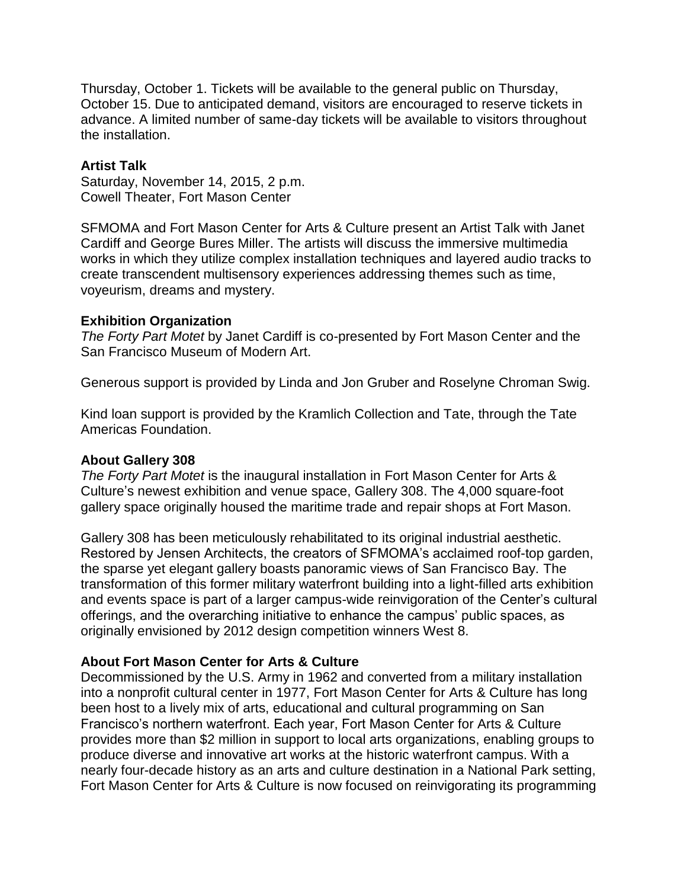Thursday, October 1. Tickets will be available to the general public on Thursday, October 15. Due to anticipated demand, visitors are encouraged to reserve tickets in advance. A limited number of same-day tickets will be available to visitors throughout the installation.

**Artist Talk**
Saturday, November 14, 2015, 2 p.m.
Cowell Theater, Fort Mason Center

SFMOMA and Fort Mason Center for Arts & Culture present an Artist Talk with Janet Cardiff and George Bures Miller. The artists will discuss the immersive multimedia works in which they utilize complex installation techniques and layered audio tracks to create transcendent multisensory experiences addressing themes such as time, voyeurism, dreams and mystery.

**Exhibition Organization**
*The Forty Part Motet* by Janet Cardiff is co-presented by Fort Mason Center and the San Francisco Museum of Modern Art.

Generous support is provided by Linda and Jon Gruber and Roselyne Chroman Swig.

Kind loan support is provided by the Kramlich Collection and Tate, through the Tate Americas Foundation.

**About Gallery 308**
*The Forty Part Motet* is the inaugural installation in Fort Mason Center for Arts & Culture's newest exhibition and venue space, Gallery 308. The 4,000 square-foot gallery space originally housed the maritime trade and repair shops at Fort Mason.

Gallery 308 has been meticulously rehabilitated to its original industrial aesthetic. Restored by Jensen Architects, the creators of SFMOMA's acclaimed roof-top garden, the sparse yet elegant gallery boasts panoramic views of San Francisco Bay. The transformation of this former military waterfront building into a light-filled arts exhibition and events space is part of a larger campus-wide reinvigoration of the Center's cultural offerings, and the overarching initiative to enhance the campus' public spaces, as originally envisioned by 2012 design competition winners West 8.

**About Fort Mason Center for Arts & Culture**
Decommissioned by the U.S. Army in 1962 and converted from a military installation into a nonprofit cultural center in 1977, Fort Mason Center for Arts & Culture has long been host to a lively mix of arts, educational and cultural programming on San Francisco's northern waterfront. Each year, Fort Mason Center for Arts & Culture provides more than $2 million in support to local arts organizations, enabling groups to produce diverse and innovative art works at the historic waterfront campus. With a nearly four-decade history as an arts and culture destination in a National Park setting, Fort Mason Center for Arts & Culture is now focused on reinvigorating its programming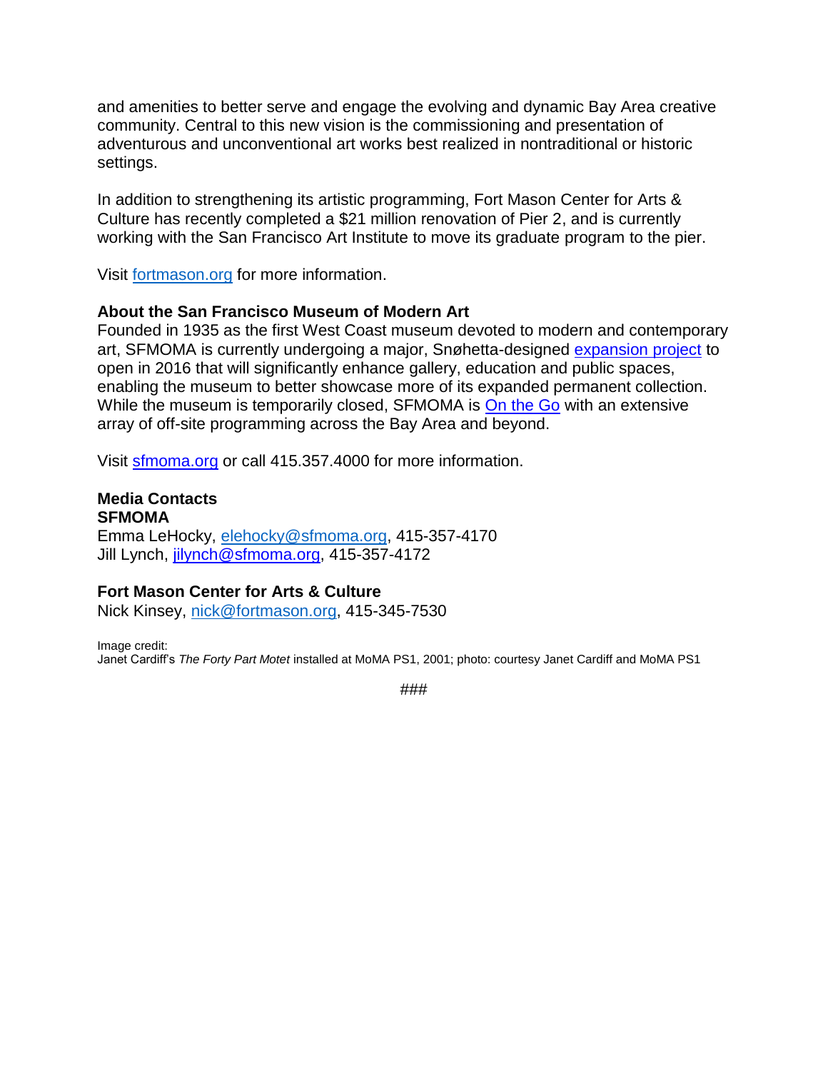and amenities to better serve and engage the evolving and dynamic Bay Area creative community. Central to this new vision is the commissioning and presentation of adventurous and unconventional art works best realized in nontraditional or historic settings.

In addition to strengthening its artistic programming, Fort Mason Center for Arts & Culture has recently completed a $21 million renovation of Pier 2, and is currently working with the San Francisco Art Institute to move its graduate program to the pier.

Visit fortmason.org for more information.

**About the San Francisco Museum of Modern Art**
Founded in 1935 as the first West Coast museum devoted to modern and contemporary art, SFMOMA is currently undergoing a major, Snøhetta-designed expansion project to open in 2016 that will significantly enhance gallery, education and public spaces, enabling the museum to better showcase more of its expanded permanent collection. While the museum is temporarily closed, SFMOMA is On the Go with an extensive array of off-site programming across the Bay Area and beyond.

Visit sfmoma.org or call 415.357.4000 for more information.

**Media Contacts**
**SFMOMA**
Emma LeHocky, elehocky@sfmoma.org, 415-357-4170
Jill Lynch, jlynch@sfmoma.org, 415-357-4172

**Fort Mason Center for Arts & Culture**
Nick Kinsey, nick@fortmason.org, 415-345-7530

Image credit:
Janet Cardiff's *The Forty Part Motet* installed at MoMA PS1, 2001; photo: courtesy Janet Cardiff and MoMA PS1

###